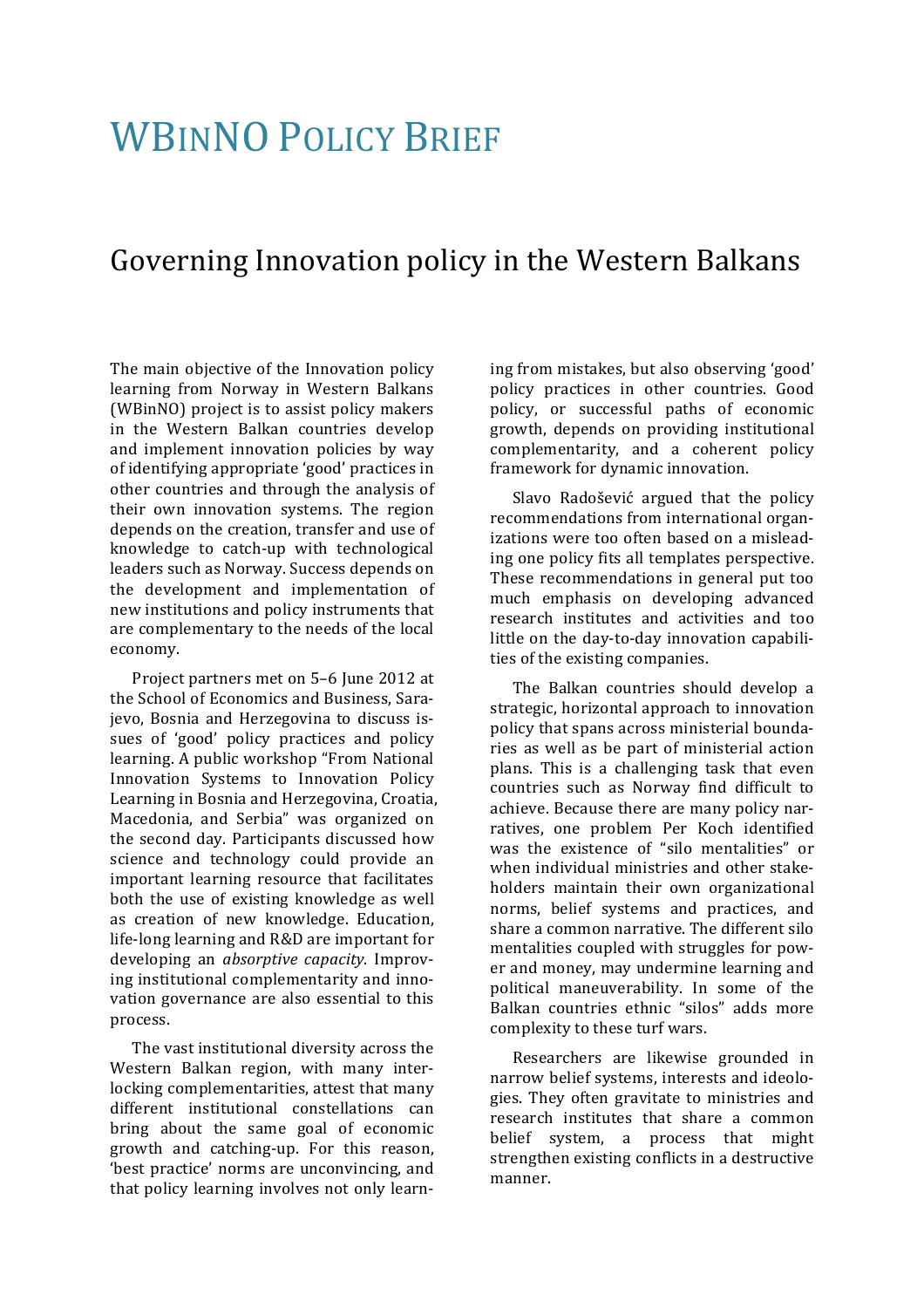# WBinNO Policy Brief

## Governing Innovation policy in the Western Balkans

The main objective of the Innovation policy learning from Norway in Western Balkans (WBinNO) project is to assist policy makers in the Western Balkan countries develop and implement innovation policies by way of identifying appropriate 'good' practices in other countries and through the analysis of their own innovation systems. The region depends on the creation, transfer and use of knowledge to catch-up with technological leaders such as Norway. Success depends on the development and implementation of new institutions and policy instruments that are complementary to the needs of the local economy.

Project partners met on 5–6 June 2012 at the School of Economics and Business, Sarajevo, Bosnia and Herzegovina to discuss issues of 'good' policy practices and policy learning. A public workshop "From National Innovation Systems to Innovation Policy Learning in Bosnia and Herzegovina, Croatia, Macedonia, and Serbia" was organized on the second day. Participants discussed how science and technology could provide an important learning resource that facilitates both the use of existing knowledge as well as creation of new knowledge. Education, life-long learning and R&D are important for developing an *absorptive capacity*. Improving institutional complementarity and innovation governance are also essential to this process.

The vast institutional diversity across the Western Balkan region, with many interlocking complementarities, attest that many different institutional constellations can bring about the same goal of economic growth and catching-up. For this reason, 'best practice' norms are unconvincing, and that policy learning involves not only learning from mistakes, but also observing 'good' policy practices in other countries. Good policy, or successful paths of economic growth, depends on providing institutional complementarity, and a coherent policy framework for dynamic innovation.

Slavo Radošević argued that the policy recommendations from international organizations were too often based on a misleading one policy fits all templates perspective. These recommendations in general put too much emphasis on developing advanced research institutes and activities and too little on the day-to-day innovation capabilities of the existing companies.

The Balkan countries should develop a strategic, horizontal approach to innovation policy that spans across ministerial boundaries as well as be part of ministerial action plans. This is a challenging task that even countries such as Norway find difficult to achieve. Because there are many policy narratives, one problem Per Koch identified was the existence of "silo mentalities" or when individual ministries and other stakeholders maintain their own organizational norms, belief systems and practices, and share a common narrative. The different silo mentalities coupled with struggles for power and money, may undermine learning and political maneuverability. In some of the Balkan countries ethnic "silos" adds more complexity to these turf wars.

Researchers are likewise grounded in narrow belief systems, interests and ideologies. They often gravitate to ministries and research institutes that share a common belief system, a process that might strengthen existing conflicts in a destructive manner.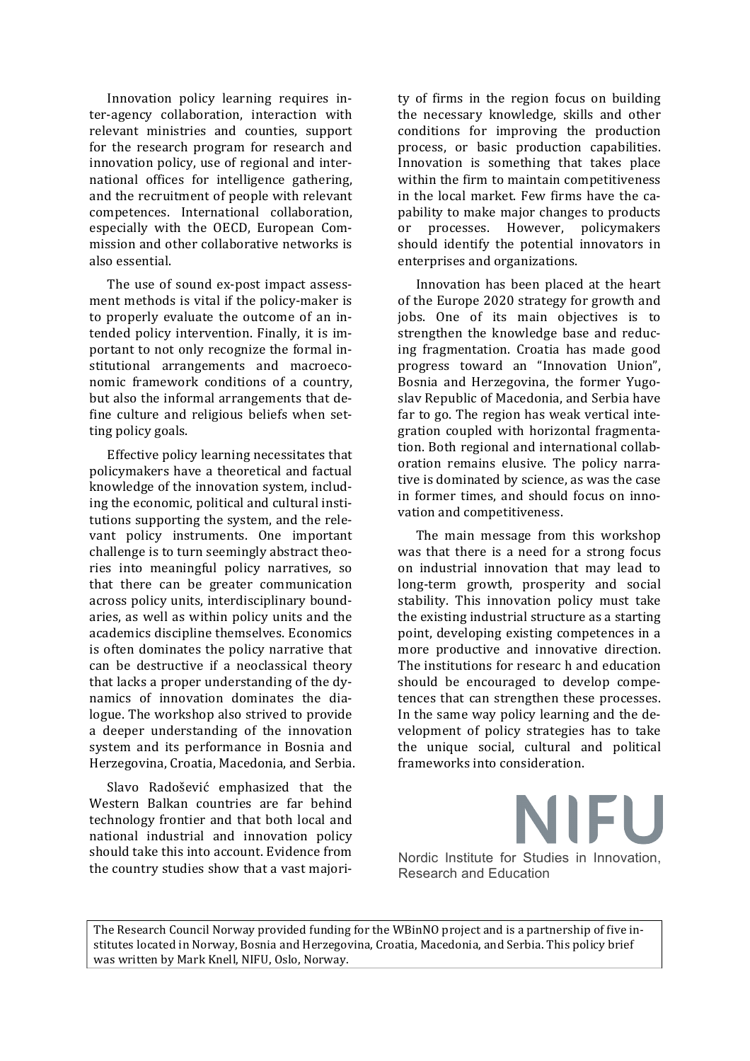Innovation policy learning requires inter-agency collaboration, interaction with relevant ministries and counties, support for the research program for research and innovation policy, use of regional and international offices for intelligence gathering, and the recruitment of people with relevant competences. International collaboration, especially with the OECD, European Commission and other collaborative networks is also essential.

The use of sound ex-post impact assessment methods is vital if the policy-maker is to properly evaluate the outcome of an intended policy intervention. Finally, it is important to not only recognize the formal institutional arrangements and macroeconomic framework conditions of a country, but also the informal arrangements that define culture and religious beliefs when setting policy goals.

Effective policy learning necessitates that policymakers have a theoretical and factual knowledge of the innovation system, including the economic, political and cultural institutions supporting the system, and the relevant policy instruments. One important challenge is to turn seemingly abstract theories into meaningful policy narratives, so that there can be greater communication across policy units, interdisciplinary boundaries, as well as within policy units and the academics discipline themselves. Economics is often dominates the policy narrative that can be destructive if a neoclassical theory that lacks a proper understanding of the dynamics of innovation dominates the dialogue. The workshop also strived to provide a deeper understanding of the innovation system and its performance in Bosnia and Herzegovina, Croatia, Macedonia, and Serbia.

Slavo Radošević emphasized that the Western Balkan countries are far behind technology frontier and that both local and national industrial and innovation policy should take this into account. Evidence from the country studies show that a vast majority of firms in the region focus on building the necessary knowledge, skills and other conditions for improving the production process, or basic production capabilities. Innovation is something that takes place within the firm to maintain competitiveness in the local market. Few firms have the capability to make major changes to products or processes. However, policymakers should identify the potential innovators in enterprises and organizations.

Innovation has been placed at the heart of the Europe 2020 strategy for growth and jobs. One of its main objectives is to strengthen the knowledge base and reducing fragmentation. Croatia has made good progress toward an "Innovation Union", Bosnia and Herzegovina, the former Yugoslav Republic of Macedonia, and Serbia have far to go. The region has weak vertical integration coupled with horizontal fragmentation. Both regional and international collaboration remains elusive. The policy narrative is dominated by science, as was the case in former times, and should focus on innovation and competitiveness.

The main message from this workshop was that there is a need for a strong focus on industrial innovation that may lead to long-term growth, prosperity and social stability. This innovation policy must take the existing industrial structure as a starting point, developing existing competences in a more productive and innovative direction. The institutions for researc h and education should be encouraged to develop competences that can strengthen these processes. In the same way policy learning and the development of policy strategies has to take the unique social, cultural and political frameworks into consideration.

NIFU

Nordic Institute for Studies in Innovation, Research and Education

The Research Council Norway provided funding for the WBinNO project and is a partnership of five institutes located in Norway, Bosnia and Herzegovina, Croatia, Macedonia, and Serbia. This policy brief was written by Mark Knell, NIFU, Oslo, Norway.